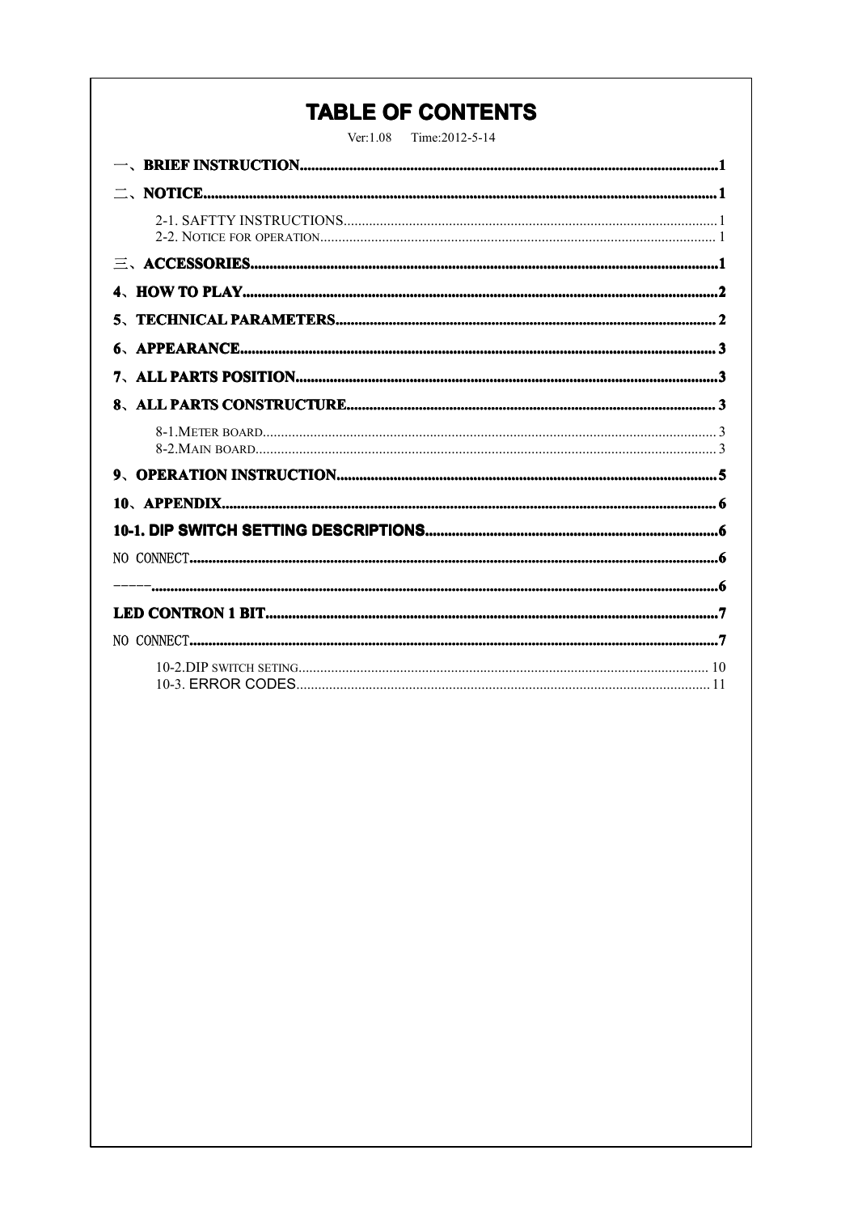# TABLE OF CONTENTS

Ver:1.08 Time:2012-5-14

**一、BRIEF INSTRUCTION............................................................................................................1**

**二、NOTICE.............................................................................................................................1**

2-1. SAFTTY INSTRUCTIONS...........................................................................................1
2-2. NOTICE FOR OPERATION..........................................................................................1

**三、ACCESSORIES.....................................................................................................................1**

**4、HOW TO PLAY........................................................................................................................2**

**5、TECHNICAL PARAMETERS..................................................................................................2**

**6、APPEARANCE.........................................................................................................................3**

**7、ALL PARTS POSITION...........................................................................................................3**

**8、ALL PARTS CONSTRUCTURE..............................................................................................3**

8-1.METER BOARD..............................................................................................................3
8-2.MAIN BOARD................................................................................................................3

**9、OPERATION INSTRUCTION..................................................................................................5**

**10、APPENDIX............................................................................................................................6**

**10-1. DIP SWITCH SETTING DESCRIPTIONS..............................................................................6**

NO CONNECT..............................................................................................................................6

-----.........................................................................................................................................6

**LED CONTRON 1 BIT..................................................................................................................7**

NO CONNECT..............................................................................................................................7

10-2.DIP SWITCH SETING..................................................................................................10
10-3. ERROR CODES..........................................................................................................11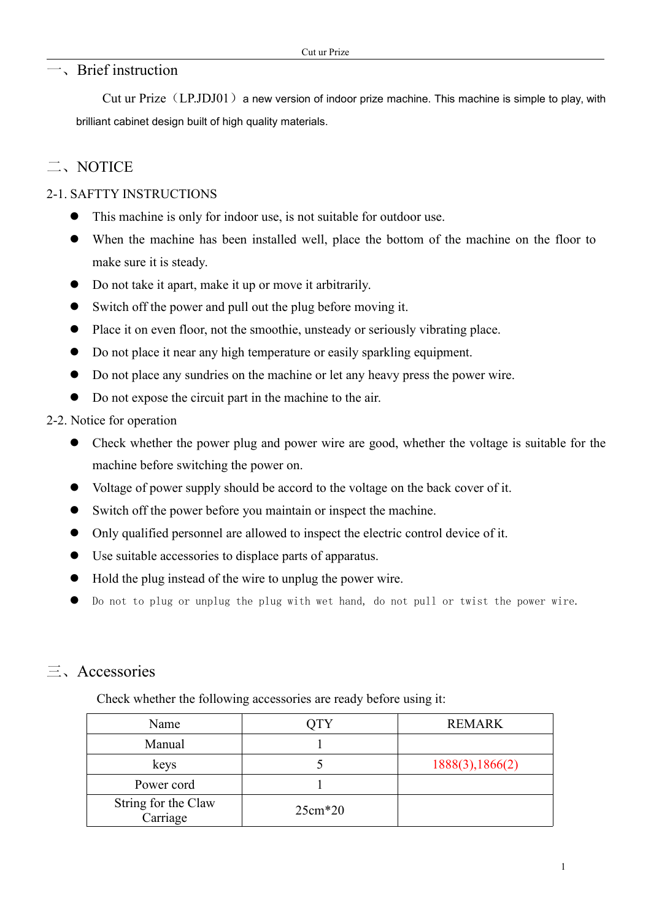# 一、Brief instruction

Cut ur Prize（LP.JDJ01）a new version of indoor prize machine. This machine is simple to play, with brilliant cabinet design built of high quality materials.

# 二、NOTICE

## 2-1. SAFTTY INSTRUCTIONS

- This machine is only for indoor use, is not suitable for outdoor use.
- When the machine has been installed well, place the bottom of the machine on the floor to make sure it is steady.
- Do not take it apart, make it up or move it arbitrarily.
- Switch off the power and pull out the plug before moving it.
- Place it on even floor, not the smoothie, unsteady or seriously vibrating place.
- Do not place it near any high temperature or easily sparkling equipment.
- Do not place any sundries on the machine or let any heavy press the power wire.
- Do not expose the circuit part in the machine to the air.

## 2-2. Notice for operation

- Check whether the power plug and power wire are good, whether the voltage is suitable for the machine before switching the power on.
- Voltage of power supply should be accord to the voltage on the back cover of it.
- Switch off the power before you maintain or inspect the machine.
- Only qualified personnel are allowed to inspect the electric control device of it.
- Use suitable accessories to displace parts of apparatus.
- Hold the plug instead of the wire to unplug the power wire.
- Do not to plug or unplug the plug with wet hand, do not pull or twist the power wire.

# 三、Accessories

Check whether the following accessories are ready before using it:

| Name | QTY | REMARK |
|---|---|---|
| Manual | 1 | |
| keys | 5 | 1888(3),1866(2) |
| Power cord | 1 | |
| String for the Claw Carriage | 25cm*20 | |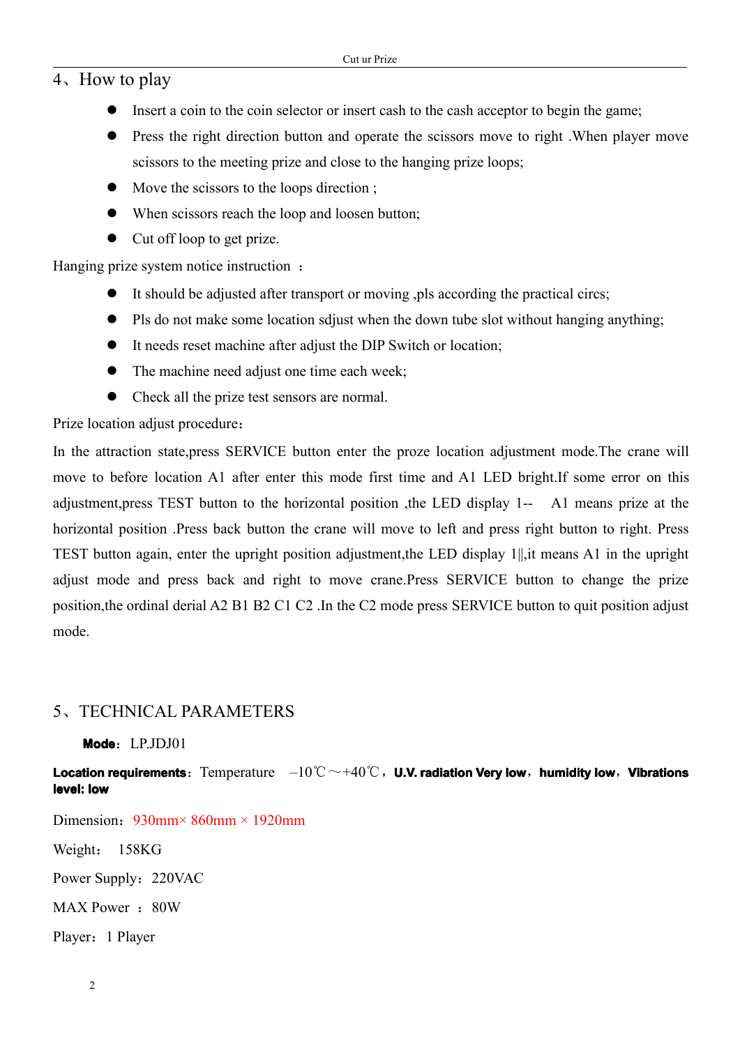## 4、How to play

- Insert a coin to the coin selector or insert cash to the cash acceptor to begin the game;
- Press the right direction button and operate the scissors move to right .When player move scissors to the meeting prize and close to the hanging prize loops;
- Move the scissors to the loops direction ;
- When scissors reach the loop and loosen button;
- Cut off loop to get prize.

Hanging prize system notice instruction ：

- It should be adjusted after transport or moving ,pls according the practical circs;
- Pls do not make some location sdjust when the down tube slot without hanging anything;
- It needs reset machine after adjust the DIP Switch or location;
- The machine need adjust one time each week;
- Check all the prize test sensors are normal.

Prize location adjust procedure：

In the attraction state,press SERVICE button enter the proze location adjustment mode.The crane will move to before location A1 after enter this mode first time and A1 LED bright.If some error on this adjustment,press TEST button to the horizontal position ,the LED display 1-- A1 means prize at the horizontal position .Press back button the crane will move to left and press right button to right. Press TEST button again, enter the upright position adjustment,the LED display 1||,it means A1 in the upright adjust mode and press back and right to move crane.Press SERVICE button to change the prize position,the ordinal derial A2 B1 B2 C1 C2 .In the C2 mode press SERVICE button to quit position adjust mode.

## 5、TECHNICAL PARAMETERS

**Mode**：LP.JDJ01

**Location requirements**：Temperature –10℃～+40℃，**U.V. radiation Very low**，**humidity low**，**Vibrations level: low**

Dimension：930mm× 860mm × 1920mm

Weight： 158KG

Power Supply：220VAC

MAX Power ：80W

Player：1 Player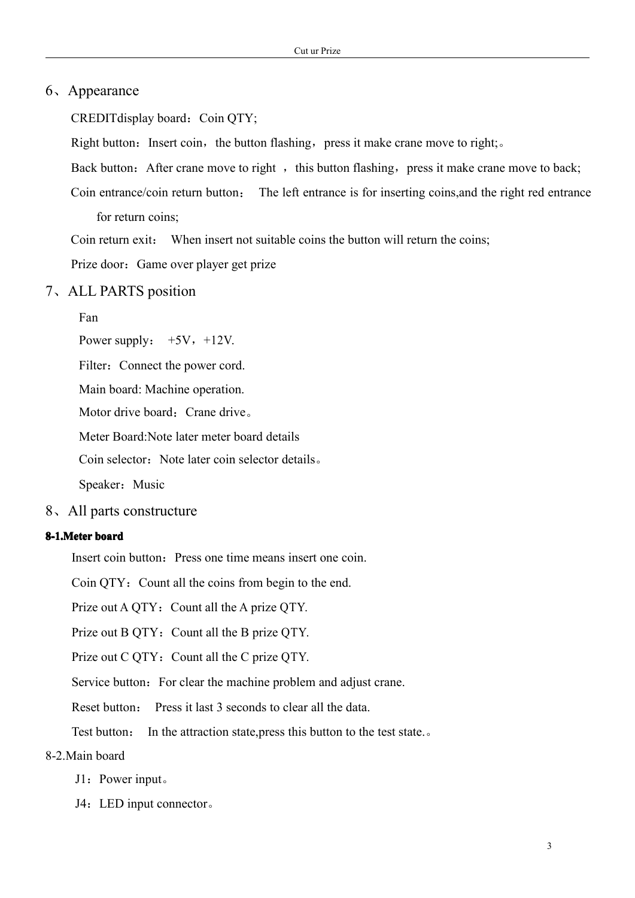## 6、Appearance

CREDITdisplay board：Coin QTY;

Right button：Insert coin，the button flashing，press it make crane move to right;。

Back button：After crane move to right ，this button flashing，press it make crane move to back;

Coin entrance/coin return button： The left entrance is for inserting coins,and the right red entrance for return coins;

Coin return exit： When insert not suitable coins the button will return the coins;

Prize door：Game over player get prize

## 7、ALL PARTS position

Fan

Power supply： +5V，+12V.

Filter：Connect the power cord.

Main board: Machine operation.

Motor drive board：Crane drive。

Meter Board:Note later meter board details

Coin selector：Note later coin selector details。

Speaker：Music

## 8、All parts constructure

### 8-1.Meter board

Insert coin button：Press one time means insert one coin.

Coin QTY：Count all the coins from begin to the end.

Prize out A QTY：Count all the A prize QTY.

Prize out B QTY：Count all the B prize QTY.

Prize out C QTY：Count all the C prize QTY.

Service button：For clear the machine problem and adjust crane.

Reset button： Press it last 3 seconds to clear all the data.

Test button： In the attraction state,press this button to the test state.。

### 8-2.Main board

J1：Power input。

J4：LED input connector。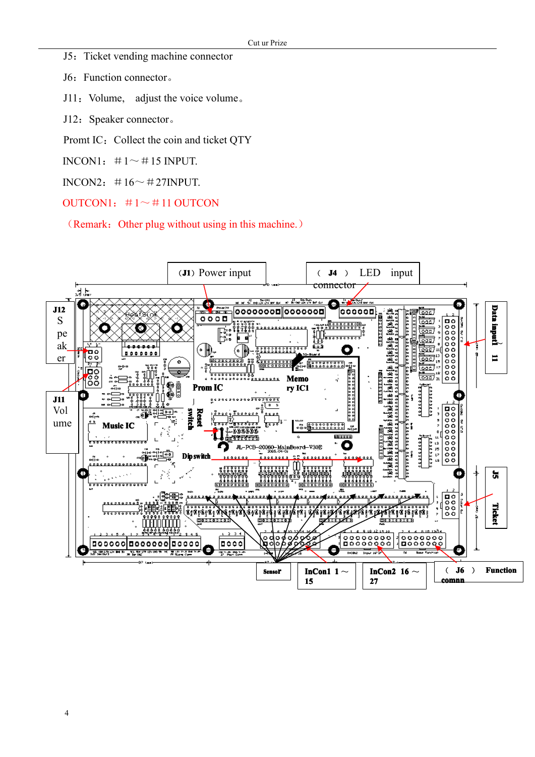J5：Ticket vending machine connector

J6：Function connector。

J11：Volume,　adjust the voice volume。

J12：Speaker connector。

Promt IC：Collect the coin and ticket QTY

INCON1：＃1～＃15 INPUT.

INCON2：＃16～＃27INPUT.

OUTCON1：＃1～＃11 OUTCON

（Remark：Other plug without using in this machine.）

(J1) Power input

（J4） LED input connector

J12 Speaker

J11 Volume

Data input） 11

J5 Ticket

Prom IC

Memory IC1

Music IC

Reset switch

Dip switch

Sensor

InCon1 1～15

InCon2 16～27

（J6） Function connector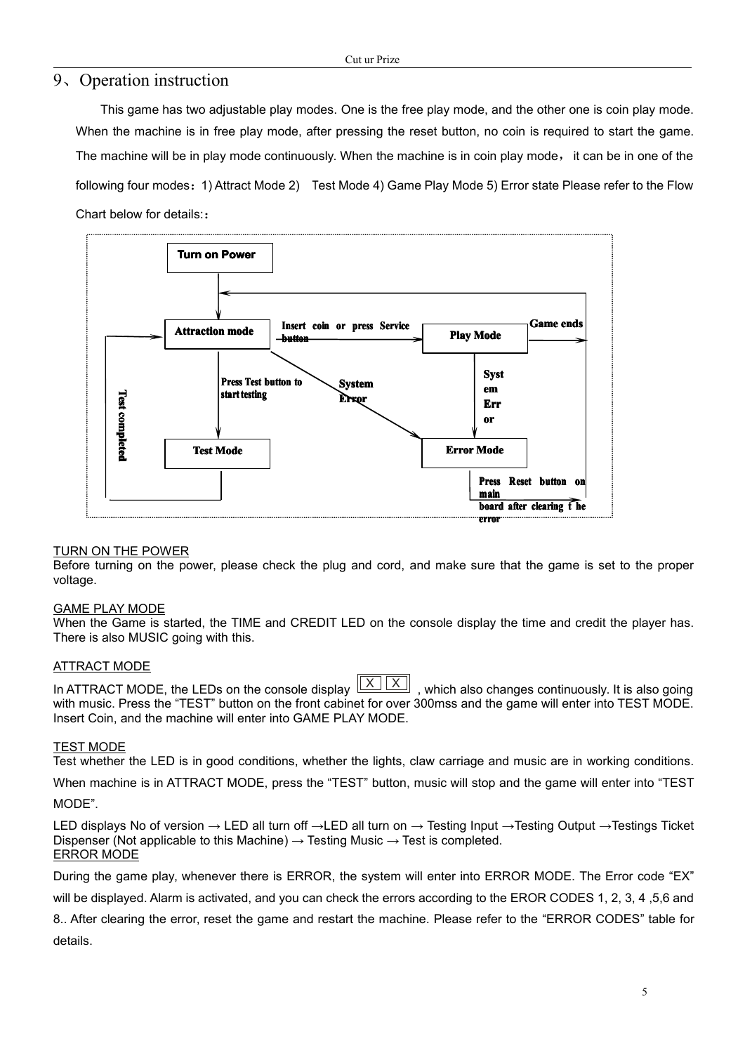## 9、Operation instruction

This game has two adjustable play modes. One is the free play mode, and the other one is coin play mode. When the machine is in free play mode, after pressing the reset button, no coin is required to start the game. The machine will be in play mode continuously. When the machine is in coin play mode， it can be in one of the following four modes：1) Attract Mode 2) Test Mode 4) Game Play Mode 5) Error state Please refer to the Flow Chart below for details:：

**Turn on Power**

**Attraction mode** — Insert coin or press Service button → **Play Mode**

**Play Mode** — Game ends → **Attraction mode**

**Attraction mode** — Press Test button to start testing → **Test Mode**

**Test Mode** — Test completed → **Attraction mode**

**Attraction mode** — System Error → **Error Mode**

**Play Mode** — System Error → **Error Mode**

**Error Mode** — Press Reset button on main board after clearing the error → **Attraction mode**

TURN ON THE POWER

Before turning on the power, please check the plug and cord, and make sure that the game is set to the proper voltage.

GAME PLAY MODE

When the Game is started, the TIME and CREDIT LED on the console display the time and credit the player has. There is also MUSIC going with this.

ATTRACT MODE

In ATTRACT MODE, the LEDs on the console display X X , which also changes continuously. It is also going with music. Press the "TEST" button on the front cabinet for over 300mss and the game will enter into TEST MODE. Insert Coin, and the machine will enter into GAME PLAY MODE.

TEST MODE

Test whether the LED is in good conditions, whether the lights, claw carriage and music are in working conditions. When machine is in ATTRACT MODE, press the "TEST" button, music will stop and the game will enter into "TEST MODE".

LED displays No of version → LED all turn off →LED all turn on → Testing Input →Testing Output →Testings Ticket Dispenser (Not applicable to this Machine) → Testing Music → Test is completed.

ERROR MODE

During the game play, whenever there is ERROR, the system will enter into ERROR MODE. The Error code "EX" will be displayed. Alarm is activated, and you can check the errors according to the EROR CODES 1, 2, 3, 4 ,5,6 and 8.. After clearing the error, reset the game and restart the machine. Please refer to the "ERROR CODES" table for details.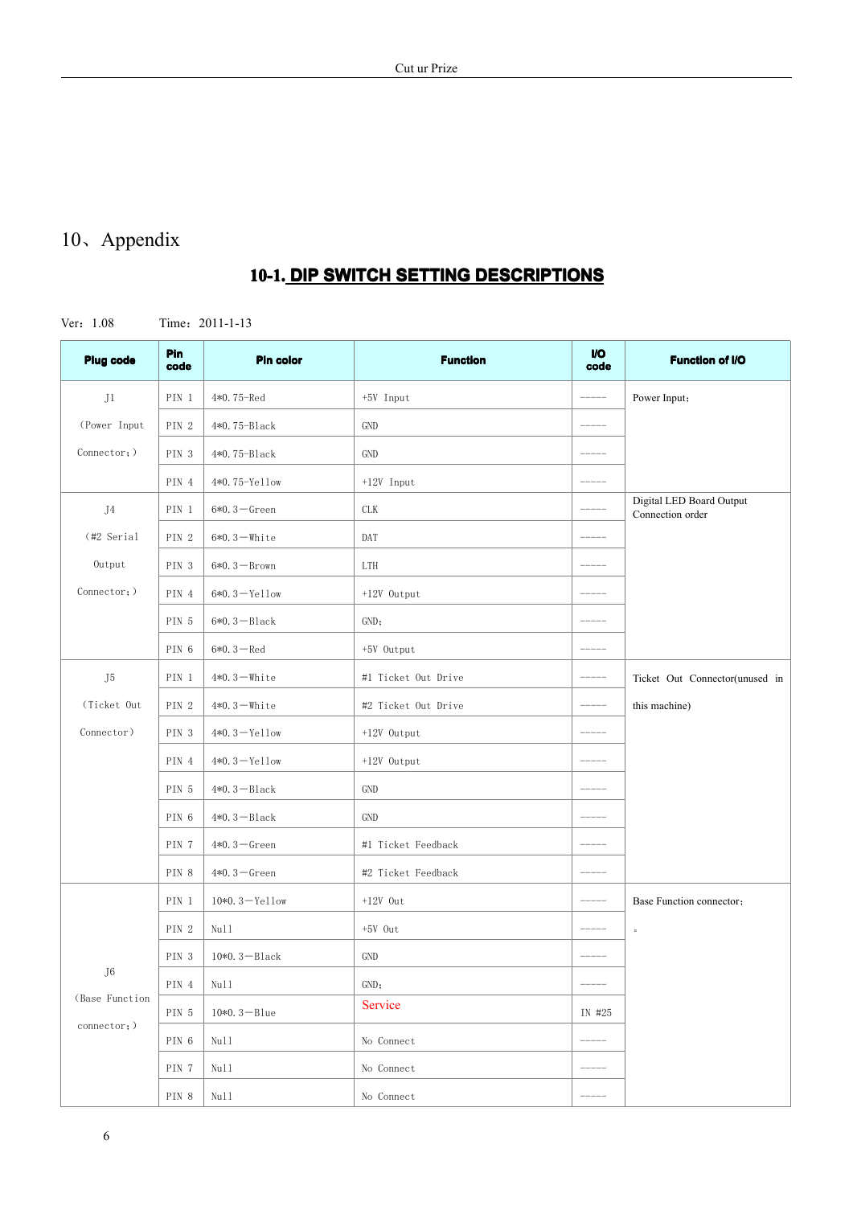# 10、Appendix

## 10-1. DIP SWITCH SETTING DESCRIPTIONS

Ver：1.08　　　　Time：2011-1-13

| Plug code | Pin code | Pin color | Function | I/O code | Function of I/O |
|---|---|---|---|---|---|
| J1 (Power Input Connector；) | PIN 1 | 4*0.75-Red | +5V Input | ----- | Power Input； |
| | PIN 2 | 4*0.75-Black | GND | ----- | |
| | PIN 3 | 4*0.75-Black | GND | ----- | |
| | PIN 4 | 4*0.75-Yellow | +12V Input | ----- | |
| J4 (#2 Serial Output Connector；) | PIN 1 | 6*0.3—Green | CLK | ----- | Digital LED Board Output Connection order |
| | PIN 2 | 6*0.3—White | DAT | ----- | |
| | PIN 3 | 6*0.3—Brown | LTH | ----- | |
| | PIN 4 | 6*0.3—Yellow | +12V Output | ----- | |
| | PIN 5 | 6*0.3—Black | GND； | ----- | |
| | PIN 6 | 6*0.3—Red | +5V Output | ----- | |
| J5 (Ticket Out Connector) | PIN 1 | 4*0.3—White | #1 Ticket Out Drive | ----- | Ticket Out Connector(unused in this machine) |
| | PIN 2 | 4*0.3—White | #2 Ticket Out Drive | ----- | |
| | PIN 3 | 4*0.3—Yellow | +12V Output | ----- | |
| | PIN 4 | 4*0.3—Yellow | +12V Output | ----- | |
| | PIN 5 | 4*0.3—Black | GND | ----- | |
| | PIN 6 | 4*0.3—Black | GND | ----- | |
| | PIN 7 | 4*0.3—Green | #1 Ticket Feedback | ----- | |
| | PIN 8 | 4*0.3—Green | #2 Ticket Feedback | ----- | |
| J6 (Base Function connector；) | PIN 1 | 10*0.3—Yellow | +12V Out | ----- | Base Function connector； 。 |
| | PIN 2 | Null | +5V Out | ----- | |
| | PIN 3 | 10*0.3—Black | GND | ----- | |
| | PIN 4 | Null | GND； | ----- | |
| | PIN 5 | 10*0.3—Blue | Service | IN #25 | |
| | PIN 6 | Null | No Connect | ----- | |
| | PIN 7 | Null | No Connect | ----- | |
| | PIN 8 | Null | No Connect | ----- | |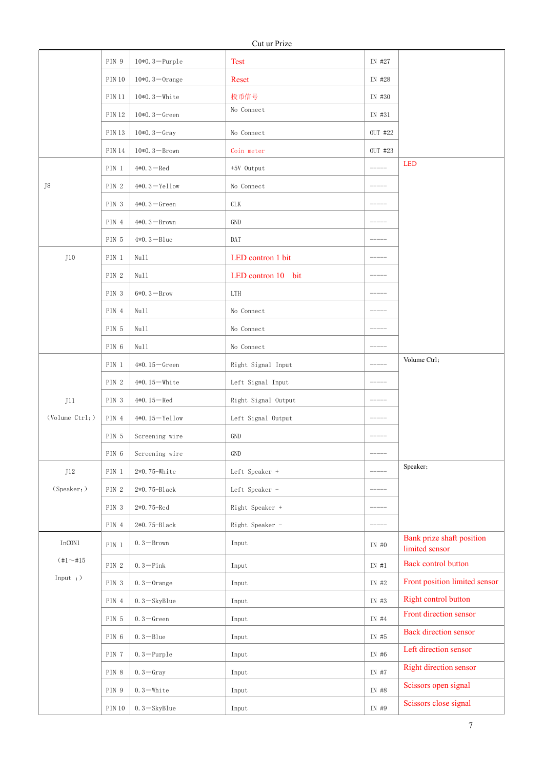Cut ur Prize

| | | | | | |
|---|---|---|---|---|---|
| | PIN 9 | 10*0.3—Purple | Test | IN #27 | |
| | PIN 10 | 10*0.3—Orange | Reset | IN #28 | |
| | PIN 11 | 10*0.3—White | 投币信号 | IN #30 | |
| | PIN 12 | 10*0.3—Green | No Connect | IN #31 | |
| | PIN 13 | 10*0.3—Gray | No Connect | OUT #22 | |
| | PIN 14 | 10*0.3—Brown | Coin meter | OUT #23 | |
| J8 | PIN 1 | 4*0.3—Red | +5V Output | ----- | LED |
| | PIN 2 | 4*0.3—Yellow | No Connect | ----- | |
| | PIN 3 | 4*0.3—Green | CLK | ----- | |
| | PIN 4 | 4*0.3—Brown | GND | ----- | |
| | PIN 5 | 4*0.3—Blue | DAT | ----- | |
| J10 | PIN 1 | Null | LED contron 1 bit | ----- | |
| | PIN 2 | Null | LED contron 10 bit | ----- | |
| | PIN 3 | 6*0.3—Brow | LTH | ----- | |
| | PIN 4 | Null | No Connect | ----- | |
| | PIN 5 | Null | No Connect | ----- | |
| | PIN 6 | Null | No Connect | ----- | |
| J11 (Volume Ctrl;) | PIN 1 | 4*0.15—Green | Right Signal Input | ----- | Volume Ctrl; |
| | PIN 2 | 4*0.15—White | Left Signal Input | ----- | |
| | PIN 3 | 4*0.15—Red | Right Signal Output | ----- | |
| | PIN 4 | 4*0.15—Yellow | Left Signal Output | ----- | |
| | PIN 5 | Screening wire | GND | ----- | |
| | PIN 6 | Screening wire | GND | ----- | |
| J12 (Speaker;) | PIN 1 | 2*0.75-White | Left Speaker + | ----- | Speaker; |
| | PIN 2 | 2*0.75-Black | Left Speaker - | ----- | |
| | PIN 3 | 2*0.75-Red | Right Speaker + | ----- | |
| | PIN 4 | 2*0.75-Black | Right Speaker - | ----- | |
| InCON1 (#1~#15 Input ;) | PIN 1 | 0.3—Brown | Input | IN #0 | Bank prize shaft position limited sensor |
| | PIN 2 | 0.3—Pink | Input | IN #1 | Back control button |
| | PIN 3 | 0.3—Orange | Input | IN #2 | Front position limited sensor |
| | PIN 4 | 0.3—SkyBlue | Input | IN #3 | Right control button |
| | PIN 5 | 0.3—Green | Input | IN #4 | Front direction sensor |
| | PIN 6 | 0.3—Blue | Input | IN #5 | Back direction sensor |
| | PIN 7 | 0.3—Purple | Input | IN #6 | Left direction sensor |
| | PIN 8 | 0.3—Gray | Input | IN #7 | Right direction sensor |
| | PIN 9 | 0.3—White | Input | IN #8 | Scissors open signal |
| | PIN 10 | 0.3—SkyBlue | Input | IN #9 | Scissors close signal |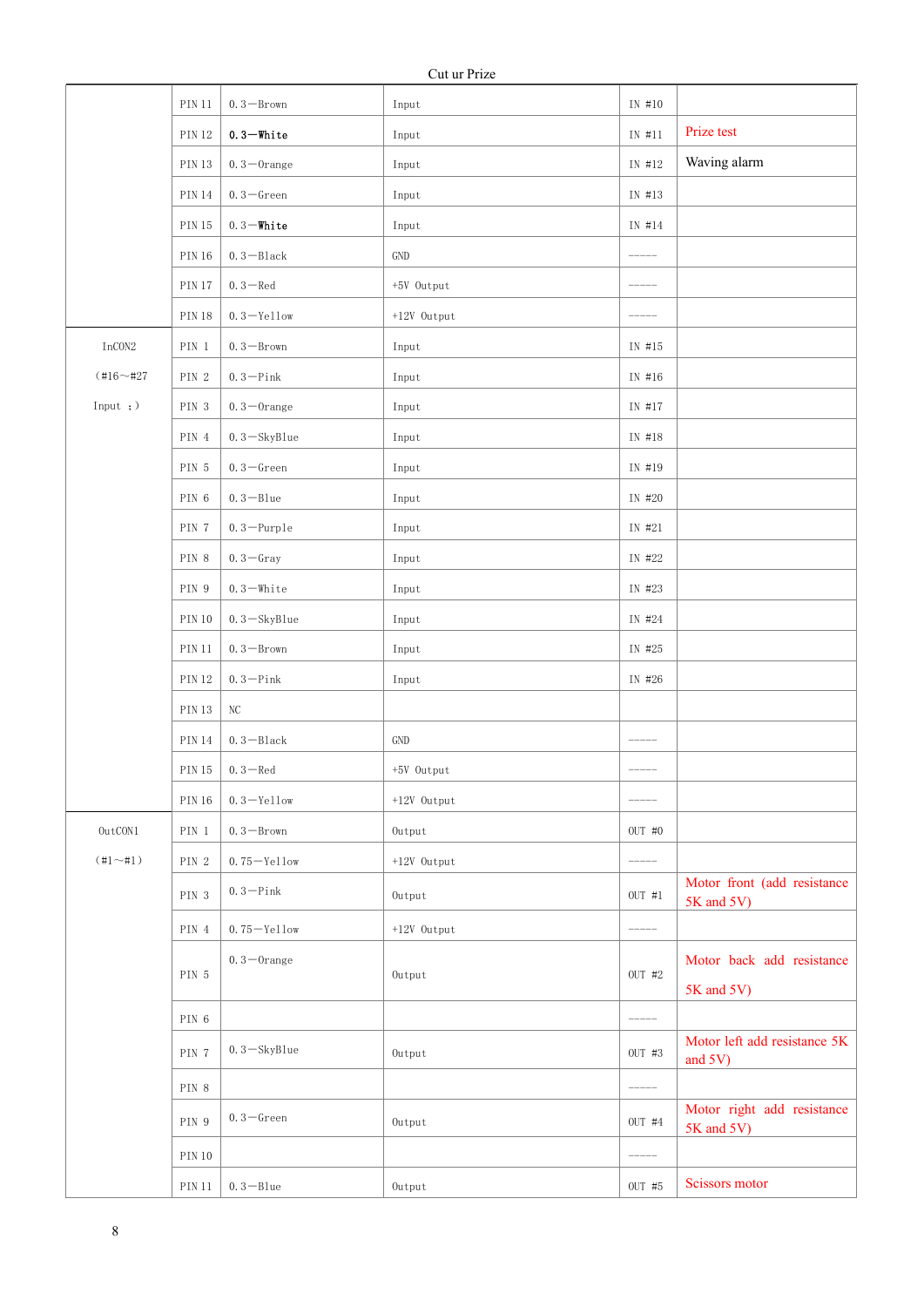| | | | | | |
|---|---|---|---|---|---|
| | PIN 11 | 0.3—Brown | Input | IN #10 | |
| | PIN 12 | **0.3—White** | Input | IN #11 | Prize test |
| | PIN 13 | 0.3—Orange | Input | IN #12 | Waving alarm |
| | PIN 14 | 0.3—Green | Input | IN #13 | |
| | PIN 15 | 0.3—**White** | Input | IN #14 | |
| | PIN 16 | 0.3—Black | GND | ----- | |
| | PIN 17 | 0.3—Red | +5V Output | ----- | |
| | PIN 18 | 0.3—Yellow | +12V Output | ----- | |
| InCON2 (#16～#27 Input ;) | PIN 1 | 0.3—Brown | Input | IN #15 | |
| | PIN 2 | 0.3—Pink | Input | IN #16 | |
| | PIN 3 | 0.3—Orange | Input | IN #17 | |
| | PIN 4 | 0.3—SkyBlue | Input | IN #18 | |
| | PIN 5 | 0.3—Green | Input | IN #19 | |
| | PIN 6 | 0.3—Blue | Input | IN #20 | |
| | PIN 7 | 0.3—Purple | Input | IN #21 | |
| | PIN 8 | 0.3—Gray | Input | IN #22 | |
| | PIN 9 | 0.3—White | Input | IN #23 | |
| | PIN 10 | 0.3—SkyBlue | Input | IN #24 | |
| | PIN 11 | 0.3—Brown | Input | IN #25 | |
| | PIN 12 | 0.3—Pink | Input | IN #26 | |
| | PIN 13 | NC | | | |
| | PIN 14 | 0.3—Black | GND | ----- | |
| | PIN 15 | 0.3—Red | +5V Output | ----- | |
| | PIN 16 | 0.3—Yellow | +12V Output | ----- | |
| OutCON1 (#1～#1) | PIN 1 | 0.3—Brown | Output | OUT #0 | |
| | PIN 2 | 0.75—Yellow | +12V Output | ----- | |
| | PIN 3 | 0.3—Pink | Output | OUT #1 | Motor front (add resistance 5K and 5V) |
| | PIN 4 | 0.75—Yellow | +12V Output | ----- | |
| | PIN 5 | 0.3—Orange | Output | OUT #2 | Motor back add resistance 5K and 5V) |
| | PIN 6 | | | ----- | |
| | PIN 7 | 0.3—SkyBlue | Output | OUT #3 | Motor left add resistance 5K and 5V) |
| | PIN 8 | | | ----- | |
| | PIN 9 | 0.3—Green | Output | OUT #4 | Motor right add resistance 5K and 5V) |
| | PIN 10 | | | ----- | |
| | PIN 11 | 0.3—Blue | Output | OUT #5 | Scissors motor |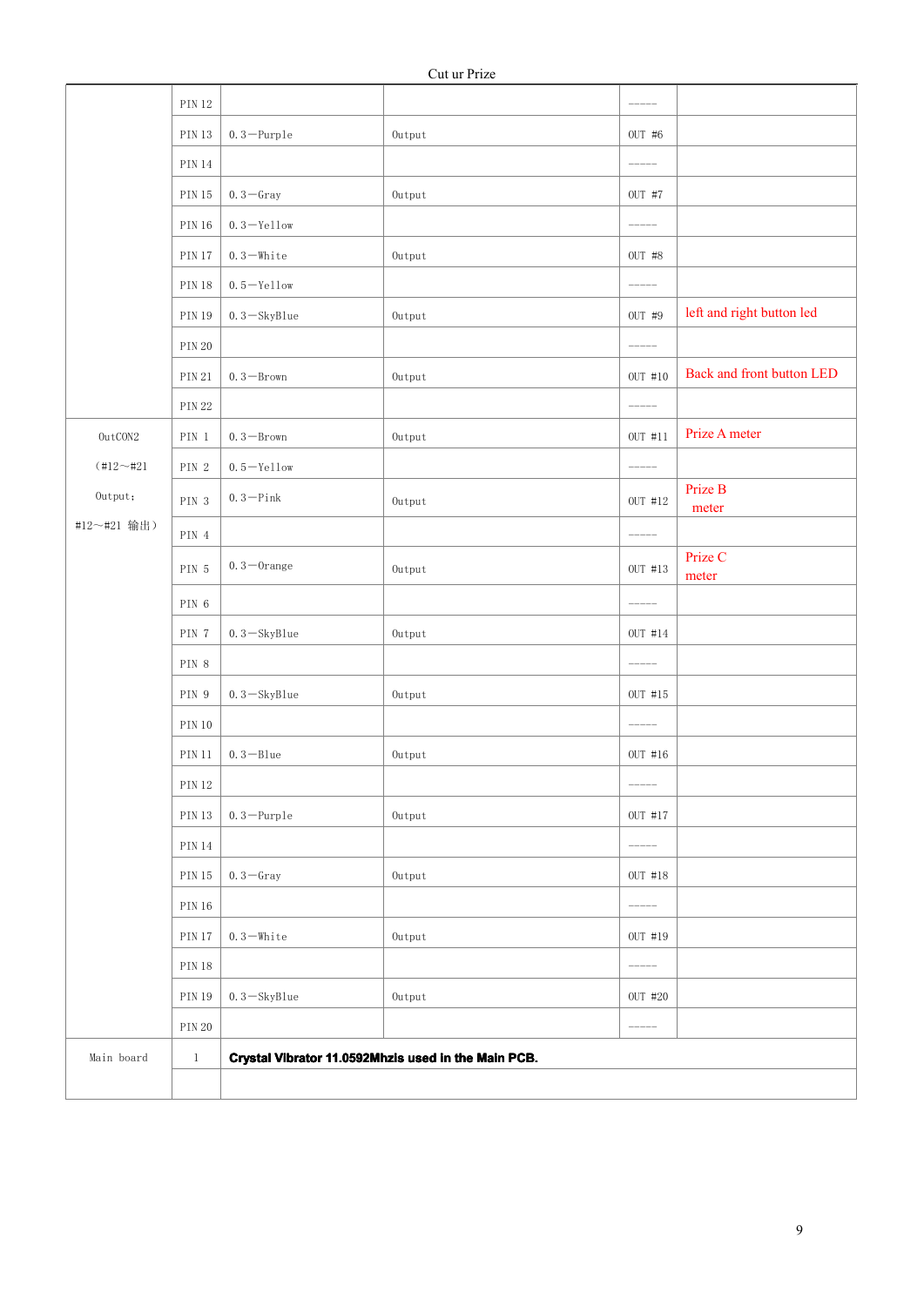| | | | | |
|---|---|---|---|---|
| | PIN 12 | | ----- | |
| | PIN 13 | 0.3—Purple | Output | OUT #6 | |
| | PIN 14 | | | ----- | |
| | PIN 15 | 0.3—Gray | Output | OUT #7 | |
| | PIN 16 | 0.3—Yellow | | ----- | |
| | PIN 17 | 0.3—White | Output | OUT #8 | |
| | PIN 18 | 0.5—Yellow | | ----- | |
| | PIN 19 | 0.3—SkyBlue | Output | OUT #9 | left and right button led |
| | PIN 20 | | | ----- | |
| | PIN 21 | 0.3—Brown | Output | OUT #10 | Back and front button LED |
| | PIN 22 | | | ----- | |
| OutCON2 (#12～#21 Output; #12～#21 输出) | PIN 1 | 0.3—Brown | Output | OUT #11 | Prize A meter |
| | PIN 2 | 0.5—Yellow | | ----- | |
| | PIN 3 | 0.3—Pink | Output | OUT #12 | Prize B meter |
| | PIN 4 | | | ----- | |
| | PIN 5 | 0.3—Orange | Output | OUT #13 | Prize C meter |
| | PIN 6 | | | ----- | |
| | PIN 7 | 0.3—SkyBlue | Output | OUT #14 | |
| | PIN 8 | | | ----- | |
| | PIN 9 | 0.3—SkyBlue | Output | OUT #15 | |
| | PIN 10 | | | ----- | |
| | PIN 11 | 0.3—Blue | Output | OUT #16 | |
| | PIN 12 | | | ----- | |
| | PIN 13 | 0.3—Purple | Output | OUT #17 | |
| | PIN 14 | | | ----- | |
| | PIN 15 | 0.3—Gray | Output | OUT #18 | |
| | PIN 16 | | | ----- | |
| | PIN 17 | 0.3—White | Output | OUT #19 | |
| | PIN 18 | | | ----- | |
| | PIN 19 | 0.3—SkyBlue | Output | OUT #20 | |
| | PIN 20 | | | ----- | |
| Main board | 1 | **Crystal Vibrator 11.0592Mhzis used in the Main PCB.** | | | |
| | | | | | |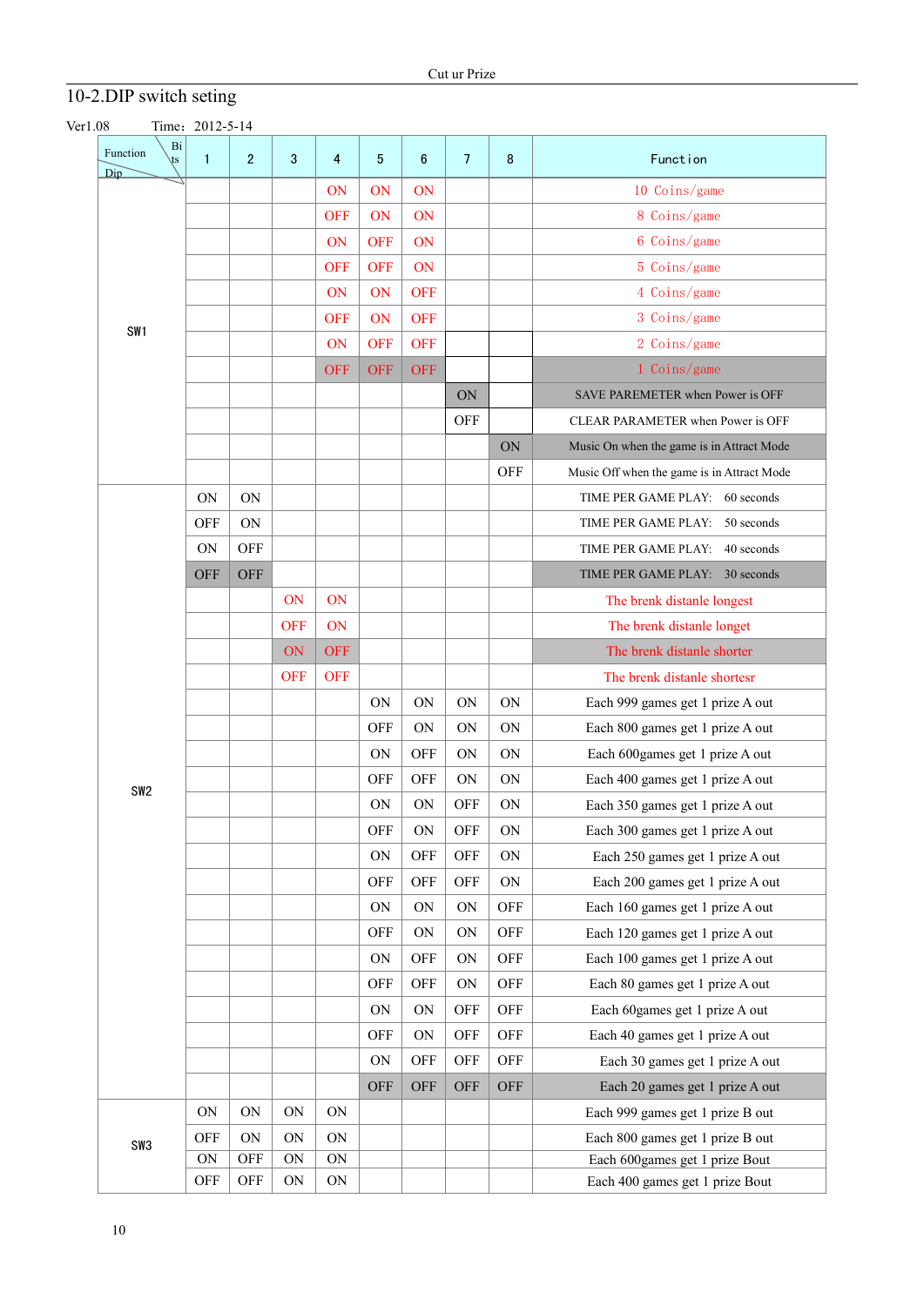## 10-2.DIP switch seting

Ver1.08 Time：2012-5-14

| Function Dip \ Bits | 1 | 2 | 3 | 4 | 5 | 6 | 7 | 8 | Function |
|---|---|---|---|---|---|---|---|---|---|
| SW1 | | | | ON | ON | ON | | | 10 Coins/game |
| | | | | OFF | ON | ON | | | 8 Coins/game |
| | | | | ON | OFF | ON | | | 6 Coins/game |
| | | | | OFF | OFF | ON | | | 5 Coins/game |
| | | | | ON | ON | OFF | | | 4 Coins/game |
| | | | | OFF | ON | OFF | | | 3 Coins/game |
| | | | | ON | OFF | OFF | | | 2 Coins/game |
| | | | | OFF | OFF | OFF | | | 1 Coins/game |
| | | | | | | | ON | | SAVE PAREMETER when Power is OFF |
| | | | | | | | OFF | | CLEAR PARAMETER when Power is OFF |
| | | | | | | | | ON | Music On when the game is in Attract Mode |
| | | | | | | | | OFF | Music Off when the game is in Attract Mode |
| SW2 | ON | ON | | | | | | | TIME PER GAME PLAY: 60 seconds |
| | OFF | ON | | | | | | | TIME PER GAME PLAY: 50 seconds |
| | ON | OFF | | | | | | | TIME PER GAME PLAY: 40 seconds |
| | OFF | OFF | | | | | | | TIME PER GAME PLAY: 30 seconds |
| | | | ON | ON | | | | | The brenk distanle longest |
| | | | OFF | ON | | | | | The brenk distanle longet |
| | | | ON | OFF | | | | | The brenk distanle shorter |
| | | | OFF | OFF | | | | | The brenk distanle shortesr |
| | | | | | ON | ON | ON | ON | Each 999 games get 1 prize A out |
| | | | | | OFF | ON | ON | ON | Each 800 games get 1 prize A out |
| | | | | | ON | OFF | ON | ON | Each 600games get 1 prize A out |
| | | | | | OFF | OFF | ON | ON | Each 400 games get 1 prize A out |
| | | | | | ON | ON | OFF | ON | Each 350 games get 1 prize A out |
| | | | | | OFF | ON | OFF | ON | Each 300 games get 1 prize A out |
| | | | | | ON | OFF | OFF | ON | Each 250 games get 1 prize A out |
| | | | | | OFF | OFF | OFF | ON | Each 200 games get 1 prize A out |
| | | | | | ON | ON | ON | OFF | Each 160 games get 1 prize A out |
| | | | | | OFF | ON | ON | OFF | Each 120 games get 1 prize A out |
| | | | | | ON | OFF | ON | OFF | Each 100 games get 1 prize A out |
| | | | | | OFF | OFF | ON | OFF | Each 80 games get 1 prize A out |
| | | | | | ON | ON | OFF | OFF | Each 60games get 1 prize A out |
| | | | | | OFF | ON | OFF | OFF | Each 40 games get 1 prize A out |
| | | | | | ON | OFF | OFF | OFF | Each 30 games get 1 prize A out |
| | | | | | OFF | OFF | OFF | OFF | Each 20 games get 1 prize A out |
| SW3 | ON | ON | ON | ON | | | | | Each 999 games get 1 prize B out |
| | OFF | ON | ON | ON | | | | | Each 800 games get 1 prize B out |
| | ON | OFF | ON | ON | | | | | Each 600games get 1 prize Bout |
| | OFF | OFF | ON | ON | | | | | Each 400 games get 1 prize Bout |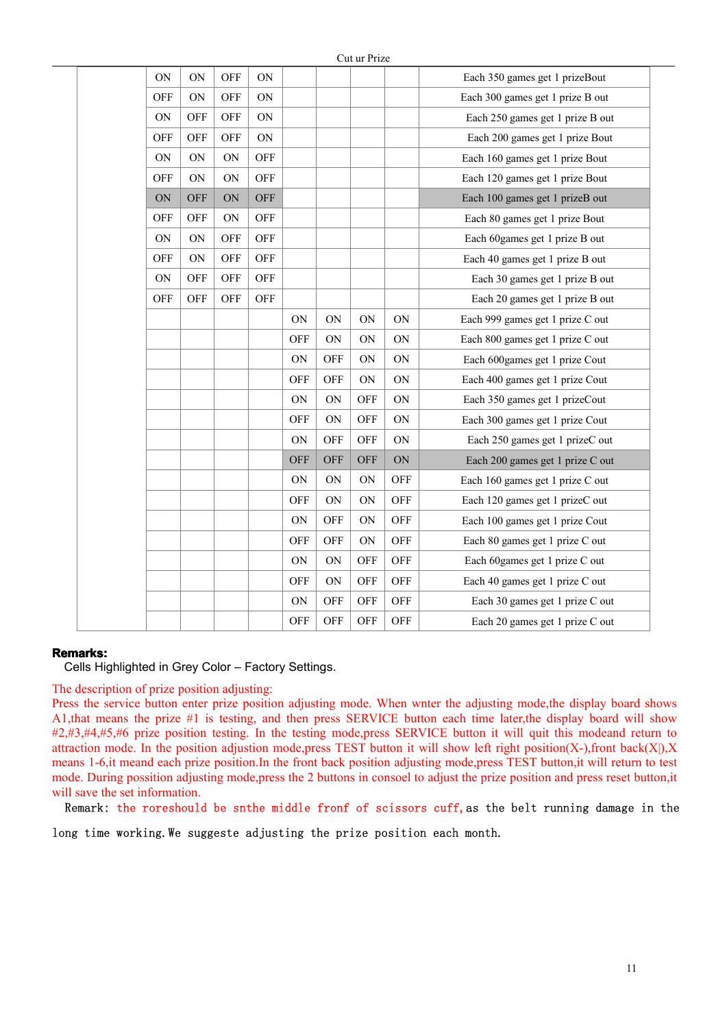Cut ur Prize

| | | | | | | | | | |
|---|---|---|---|---|---|---|---|---|---|
| | ON | ON | OFF | ON | | | | | Each 350 games get 1 prizeBout |
| | OFF | ON | OFF | ON | | | | | Each 300 games get 1 prize B out |
| | ON | OFF | OFF | ON | | | | | Each 250 games get 1 prize B out |
| | OFF | OFF | OFF | ON | | | | | Each 200 games get 1 prize Bout |
| | ON | ON | ON | OFF | | | | | Each 160 games get 1 prize Bout |
| | OFF | ON | ON | OFF | | | | | Each 120 games get 1 prize Bout |
| | ON | OFF | ON | OFF | | | | | Each 100 games get 1 prizeB out |
| | OFF | OFF | ON | OFF | | | | | Each 80 games get 1 prize Bout |
| | ON | ON | OFF | OFF | | | | | Each 60games get 1 prize B out |
| | OFF | ON | OFF | OFF | | | | | Each 40 games get 1 prize B out |
| | ON | OFF | OFF | OFF | | | | | Each 30 games get 1 prize B out |
| | OFF | OFF | OFF | OFF | | | | | Each 20 games get 1 prize B out |
| | | | | | ON | ON | ON | ON | Each 999 games get 1 prize C out |
| | | | | | OFF | ON | ON | ON | Each 800 games get 1 prize C out |
| | | | | | ON | OFF | ON | ON | Each 600games get 1 prize Cout |
| | | | | | OFF | OFF | ON | ON | Each 400 games get 1 prize Cout |
| | | | | | ON | ON | OFF | ON | Each 350 games get 1 prizeCout |
| | | | | | OFF | ON | OFF | ON | Each 300 games get 1 prize Cout |
| | | | | | ON | OFF | OFF | ON | Each 250 games get 1 prizeC out |
| | | | | | OFF | OFF | OFF | ON | Each 200 games get 1 prize C out |
| | | | | | ON | ON | ON | OFF | Each 160 games get 1 prize C out |
| | | | | | OFF | ON | ON | OFF | Each 120 games get 1 prizeC out |
| | | | | | ON | OFF | ON | OFF | Each 100 games get 1 prize Cout |
| | | | | | OFF | OFF | ON | OFF | Each 80 games get 1 prize C out |
| | | | | | ON | ON | OFF | OFF | Each 60games get 1 prize C out |
| | | | | | OFF | ON | OFF | OFF | Each 40 games get 1 prize C out |
| | | | | | ON | OFF | OFF | OFF | Each 30 games get 1 prize C out |
| | | | | | OFF | OFF | OFF | OFF | Each 20 games get 1 prize C out |

**Remarks:**

Cells Highlighted in Grey Color – Factory Settings.

The description of prize position adjusting:

Press the service button enter prize position adjusting mode. When wnter the adjusting mode,the display board shows A1,that means the prize #1 is testing, and then press SERVICE button each time later,the display board will show #2,#3,#4,#5,#6 prize position testing. In the testing mode,press SERVICE button it will quit this modeand return to attraction mode. In the position adjustion mode,press TEST button it will show left right position(X-),front back(X|),X means 1-6,it meand each prize position.In the front back position adjusting mode,press TEST button,it will return to test mode. During possition adjusting mode,press the 2 buttons in consoel to adjust the prize position and press reset button,it will save the set information.

Remark: the roreshould be snthe middle fronf of scissors cuff,as the belt running damage in the long time working.We suggeste adjusting the prize position each month.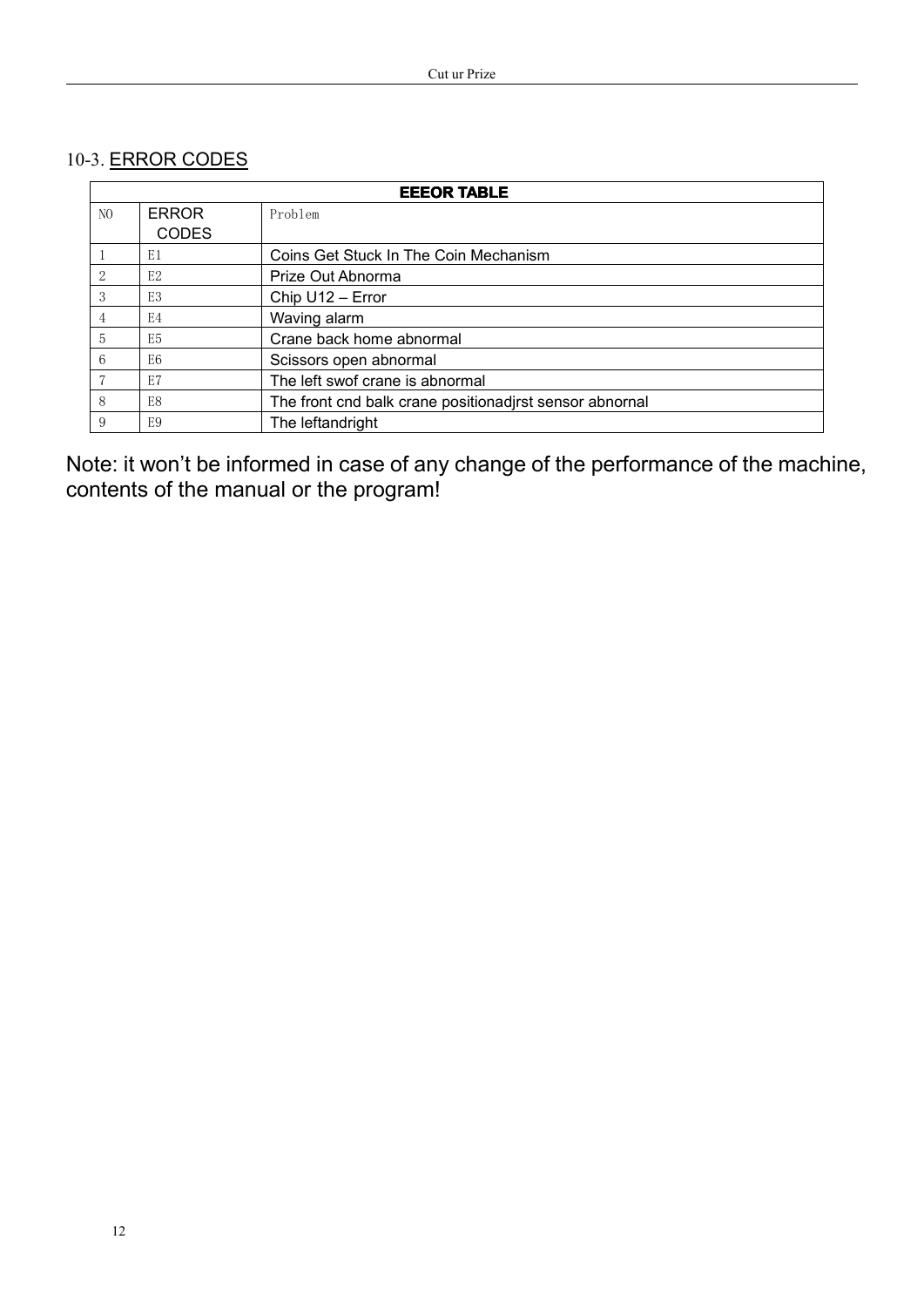## 10-3. ERROR CODES

| EEEOR TABLE | | |
|---|---|---|
| NO | ERROR CODES | Problem |
| 1 | E1 | Coins Get Stuck In The Coin Mechanism |
| 2 | E2 | Prize Out Abnorma |
| 3 | E3 | Chip U12 – Error |
| 4 | E4 | Waving alarm |
| 5 | E5 | Crane back home abnormal |
| 6 | E6 | Scissors open abnormal |
| 7 | E7 | The left swof crane is abnormal |
| 8 | E8 | The front cnd balk crane positionadjrst sensor abnornal |
| 9 | E9 | The leftandright |

Note: it won't be informed in case of any change of the performance of the machine, contents of the manual or the program!